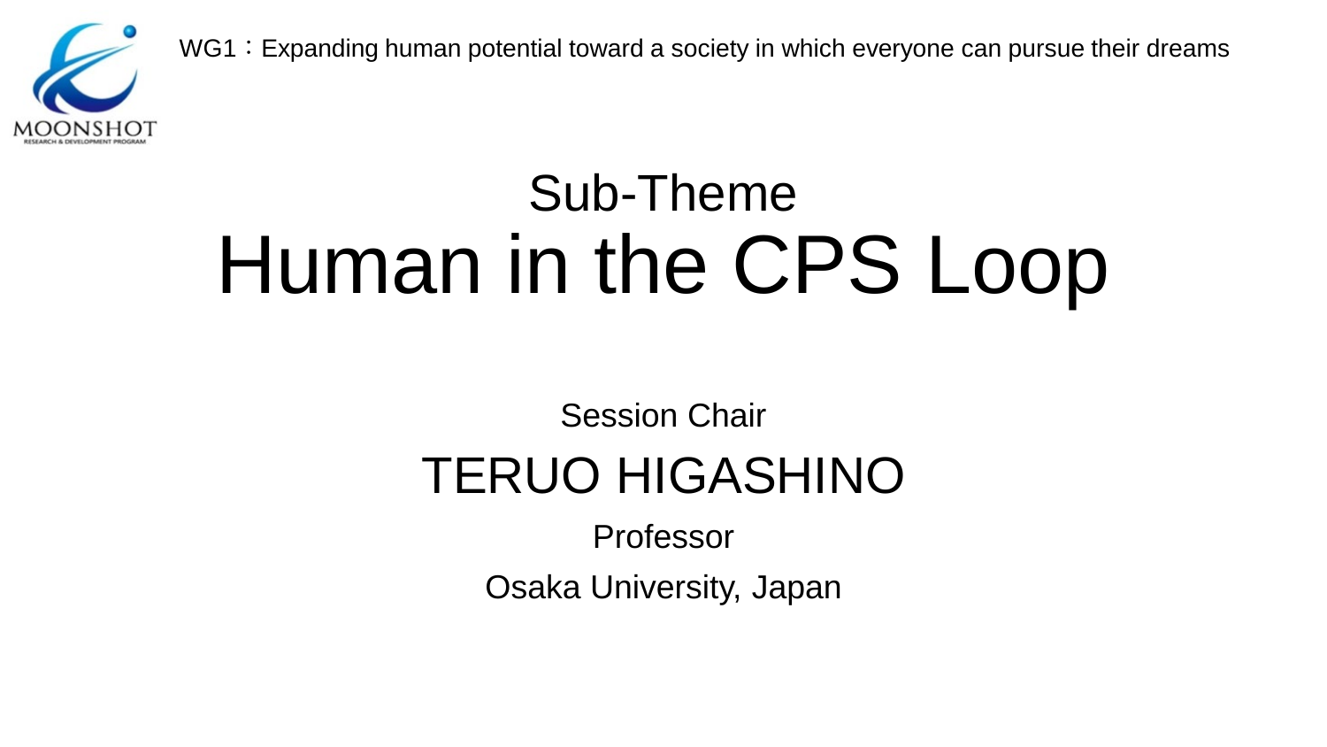WG1：Expanding human potential toward a society in which everyone can pursue their dreams

## Sub-Theme

# Human in the CPS Loop

Session Chair

## TERUO HIGASHINO

Professor

Osaka University, Japan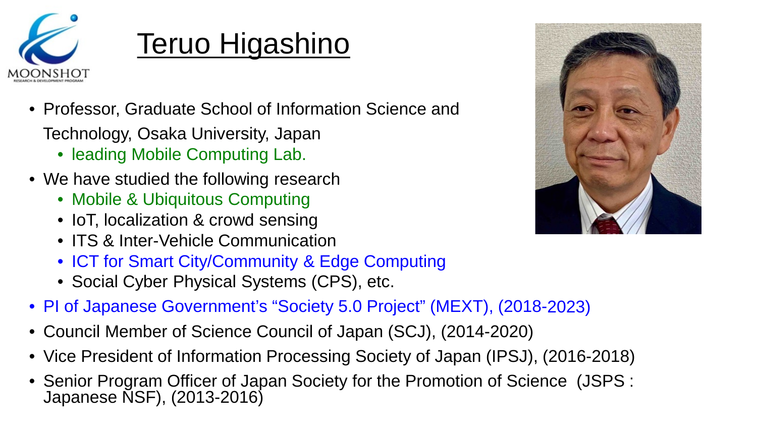# Teruo Higashino

- Professor, Graduate School of Information Science and Technology, Osaka University, Japan
  - leading Mobile Computing Lab.
- We have studied the following research
  - Mobile & Ubiquitous Computing
  - IoT, localization & crowd sensing
  - ITS & Inter-Vehicle Communication
  - ICT for Smart City/Community & Edge Computing
  - Social Cyber Physical Systems (CPS), etc.
- PI of Japanese Government's "Society 5.0 Project" (MEXT), (2018-2023)
- Council Member of Science Council of Japan (SCJ), (2014-2020)
- Vice President of Information Processing Society of Japan (IPSJ), (2016-2018)
- Senior Program Officer of Japan Society for the Promotion of Science (JSPS : Japanese NSF), (2013-2016)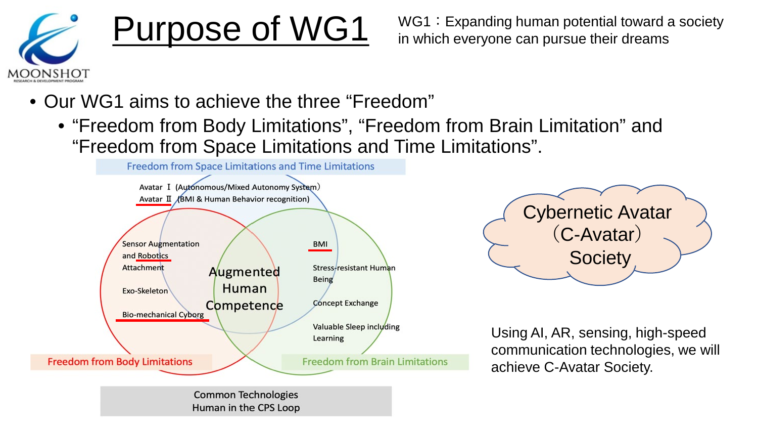# Purpose of WG1

WG1：Expanding human potential toward a society in which everyone can pursue their dreams

- Our WG1 aims to achieve the three “Freedom”
  - “Freedom from Body Limitations”, “Freedom from Brain Limitation” and “Freedom from Space Limitations and Time Limitations”.

Freedom from Space Limitations and Time Limitations

Avatar Ⅰ (Autonomous/Mixed Autonomy System)
Avatar Ⅱ (BMI & Human Behavior recognition)

Sensor Augmentation and Robotics
Attachment
Exo-Skeleton
Bio-mechanical Cyborg

Augmented Human Competence

BMI
Stress-resistant Human Being
Concept Exchange
Valuable Sleep including Learning

Freedom from Body Limitations

Freedom from Brain Limitations

Common Technologies
Human in the CPS Loop

Cybernetic Avatar（C-Avatar）Society

Using AI, AR, sensing, high-speed communication technologies, we will achieve C-Avatar Society.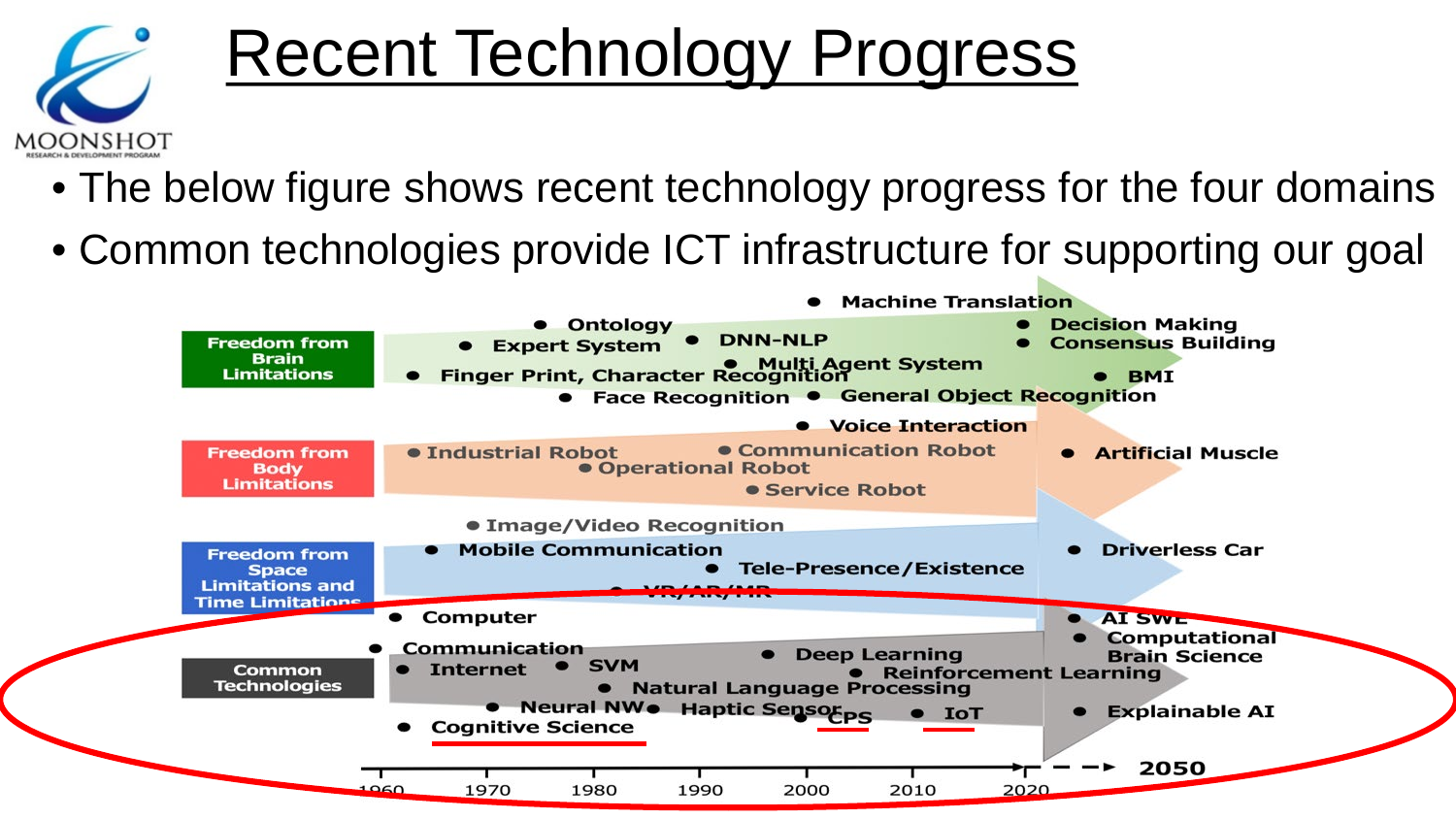# Recent Technology Progress

- The below figure shows recent technology progress for the four domains
- Common technologies provide ICT infrastructure for supporting our goal

**Freedom from Brain Limitations**
- Ontology
- Expert System
- Finger Print, Character Recognition
- Face Recognition
- Machine Translation
- DNN-NLP
- Multi Agent System
- General Object Recognition
- Decision Making
- Consensus Building
- BMI

**Freedom from Body Limitations**
- Voice Interaction
- Industrial Robot
- Communication Robot
- Operational Robot
- Service Robot
- Artificial Muscle

**Freedom from Space Limitations and Time Limitations**
- Image/Video Recognition
- Mobile Communication
- Tele-Presence/Existence
- VR/AR/MR
- Driverless Car

**Common Technologies**
- Computer
- Communication
- Internet
- SVM
- Deep Learning
- Reinforcement Learning
- Natural Language Processing
- Neural NW
- Haptic Sensor
- CPS
- IoT
- Cognitive Science
- AI SWE
- Computational Brain Science
- Explainable AI

1960 | 1970 | 1980 | 1990 | 2000 | 2010 | 2020 | 2050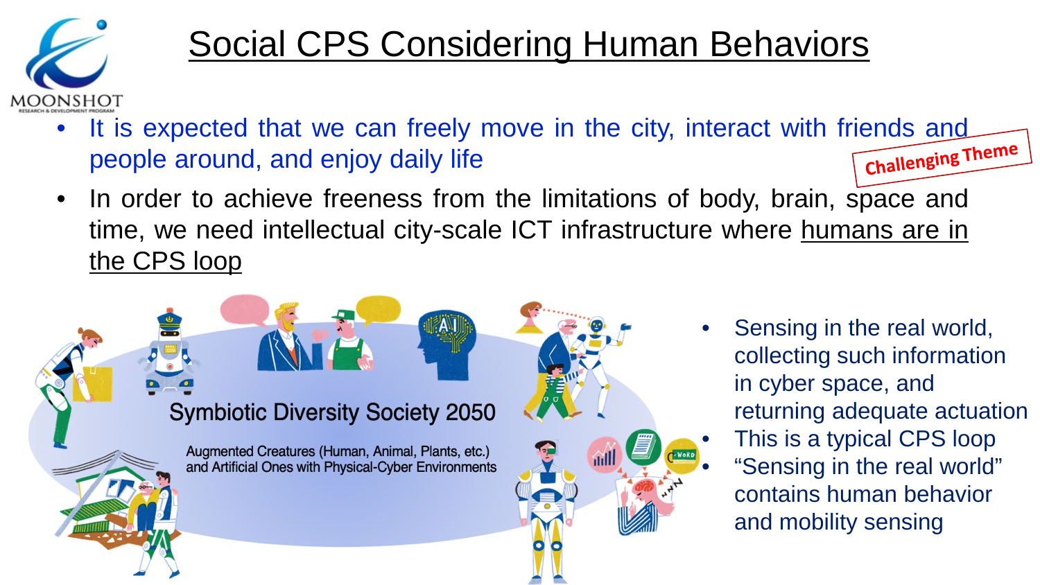# Social CPS Considering Human Behaviors

- It is expected that we can freely move in the city, interact with friends and people around, and enjoy daily life

**Challenging Theme**

- In order to achieve freeness from the limitations of body, brain, space and time, we need intellectual city-scale ICT infrastructure where humans are in the CPS loop

Symbiotic Diversity Society 2050

Augmented Creatures (Human, Animal, Plants, etc.) and Artificial Ones with Physical-Cyber Environments

- Sensing in the real world, collecting such information in cyber space, and returning adequate actuation
- This is a typical CPS loop
- “Sensing in the real world” contains human behavior and mobility sensing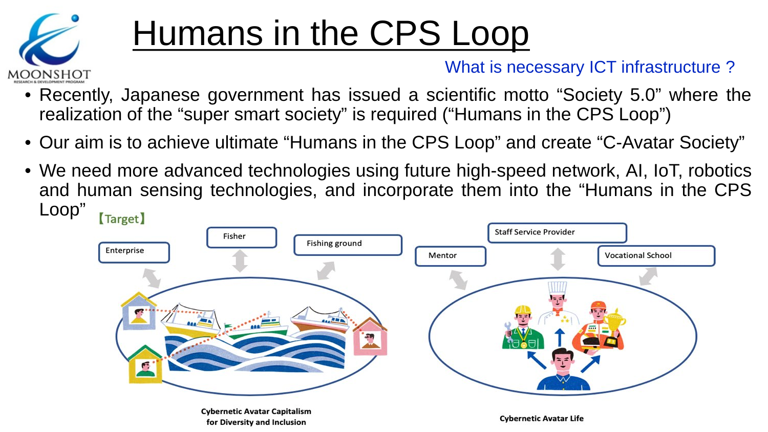# Humans in the CPS Loop

What is necessary ICT infrastructure ?

- Recently, Japanese government has issued a scientific motto "Society 5.0" where the realization of the "super smart society" is required ("Humans in the CPS Loop")
- Our aim is to achieve ultimate "Humans in the CPS Loop" and create "C-Avatar Society"
- We need more advanced technologies using future high-speed network, AI, IoT, robotics and human sensing technologies, and incorporate them into the "Humans in the CPS Loop"

【Target】

Enterprise

Fisher

Fishing ground

Mentor

Staff Service Provider

Vocational School

**Cybernetic Avatar Capitalism for Diversity and Inclusion**

**Cybernetic Avatar Life**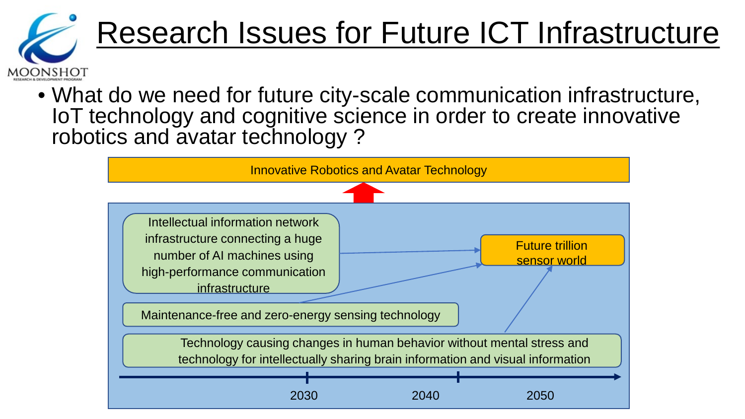# Research Issues for Future ICT Infrastructure

- What do we need for future city-scale communication infrastructure, IoT technology and cognitive science in order to create innovative robotics and avatar technology ?

Innovative Robotics and Avatar Technology

Intellectual information network infrastructure connecting a huge number of AI machines using high-performance communication infrastructure

Future trillion sensor world

Maintenance-free and zero-energy sensing technology

Technology causing changes in human behavior without mental stress and technology for intellectually sharing brain information and visual information

2030 2040 2050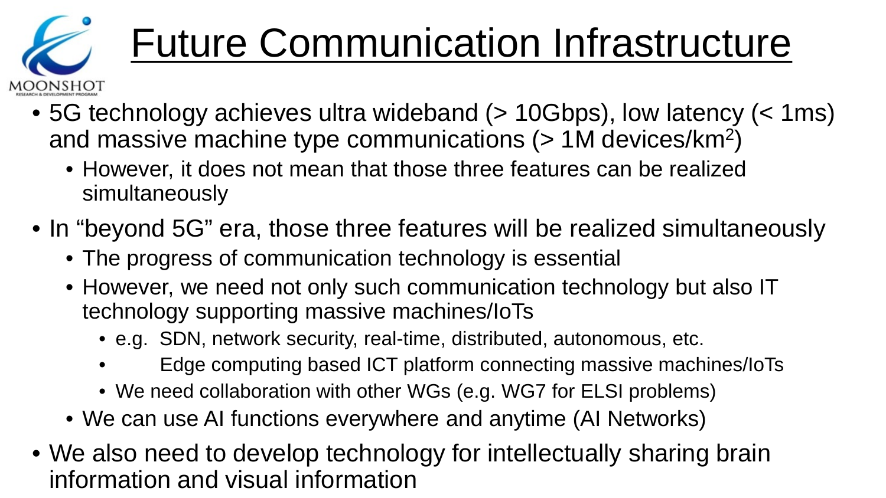# Future Communication Infrastructure

- 5G technology achieves ultra wideband (> 10Gbps), low latency (< 1ms) and massive machine type communications (> 1M devices/km$^2$)
  - However, it does not mean that those three features can be realized simultaneously
- In “beyond 5G” era, those three features will be realized simultaneously
  - The progress of communication technology is essential
  - However, we need not only such communication technology but also IT technology supporting massive machines/IoTs
    - e.g. SDN, network security, real-time, distributed, autonomous, etc.
    - Edge computing based ICT platform connecting massive machines/IoTs
    - We need collaboration with other WGs (e.g. WG7 for ELSI problems)
  - We can use AI functions everywhere and anytime (AI Networks)
- We also need to develop technology for intellectually sharing brain information and visual information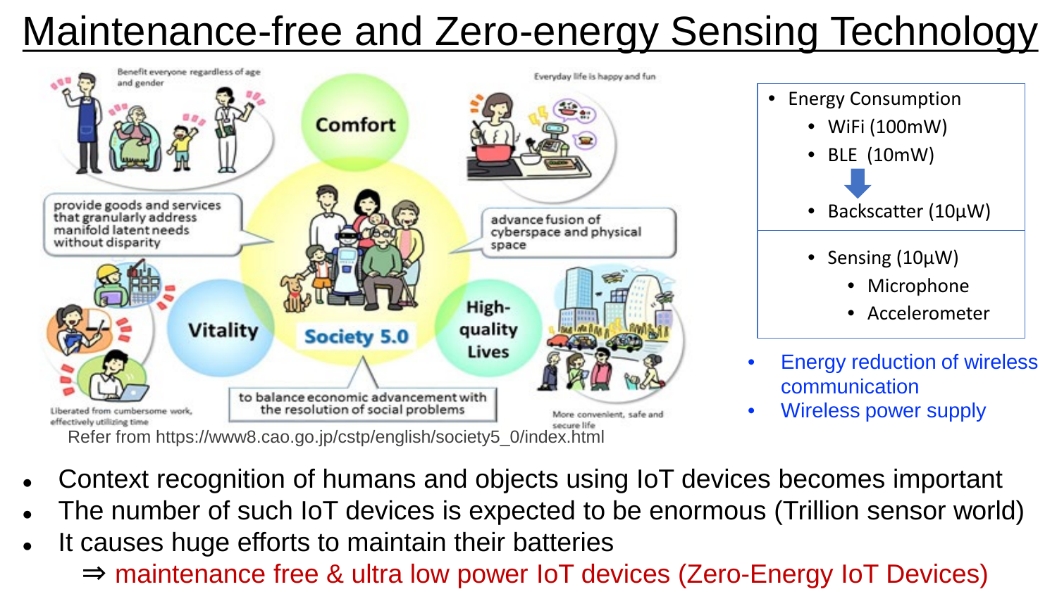# Maintenance-free and Zero-energy Sensing Technology

Refer from https://www8.cao.go.jp/cstp/english/society5_0/index.html

- Energy Consumption
  - WiFi (100mW)
  - BLE (10mW)
  - Backscatter (10μW)
- Sensing (10μW)
  - Microphone
  - Accelerometer

- Energy reduction of wireless communication
- Wireless power supply

- Context recognition of humans and objects using IoT devices becomes important
- The number of such IoT devices is expected to be enormous (Trillion sensor world)
- It causes huge efforts to maintain their batteries
  - ⇒ maintenance free & ultra low power IoT devices (Zero-Energy IoT Devices)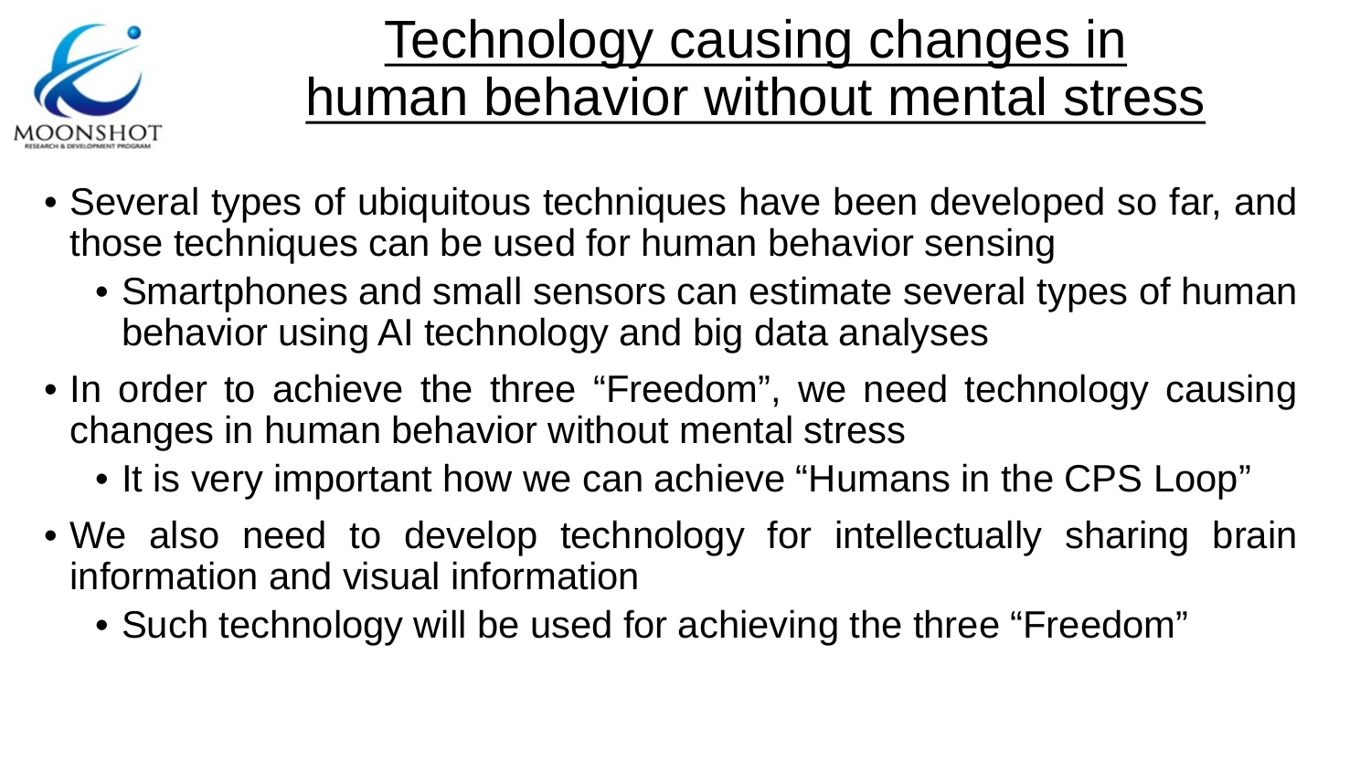# Technology causing changes in human behavior without mental stress

- Several types of ubiquitous techniques have been developed so far, and those techniques can be used for human behavior sensing
  - Smartphones and small sensors can estimate several types of human behavior using AI technology and big data analyses
- In order to achieve the three “Freedom”, we need technology causing changes in human behavior without mental stress
  - It is very important how we can achieve “Humans in the CPS Loop”
- We also need to develop technology for intellectually sharing brain information and visual information
  - Such technology will be used for achieving the three “Freedom”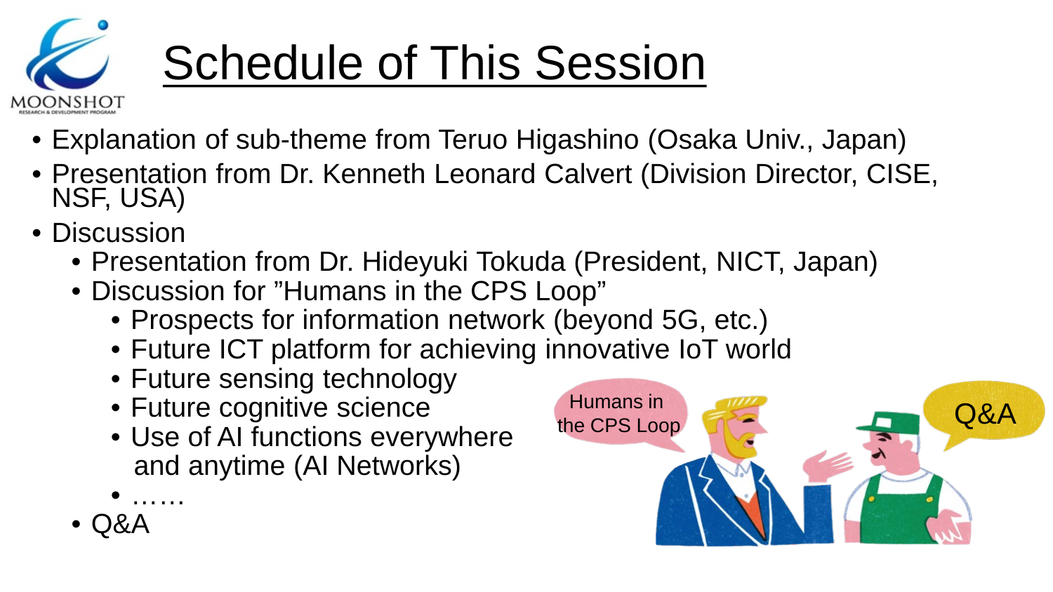# Schedule of This Session

- Explanation of sub-theme from Teruo Higashino (Osaka Univ., Japan)
- Presentation from Dr. Kenneth Leonard Calvert (Division Director, CISE, NSF, USA)
- Discussion
  - Presentation from Dr. Hideyuki Tokuda (President, NICT, Japan)
  - Discussion for ”Humans in the CPS Loop”
    - Prospects for information network (beyond 5G, etc.)
    - Future ICT platform for achieving innovative IoT world
    - Future sensing technology
    - Future cognitive science
    - Use of AI functions everywhere and anytime (AI Networks)
    - ……
  - Q&A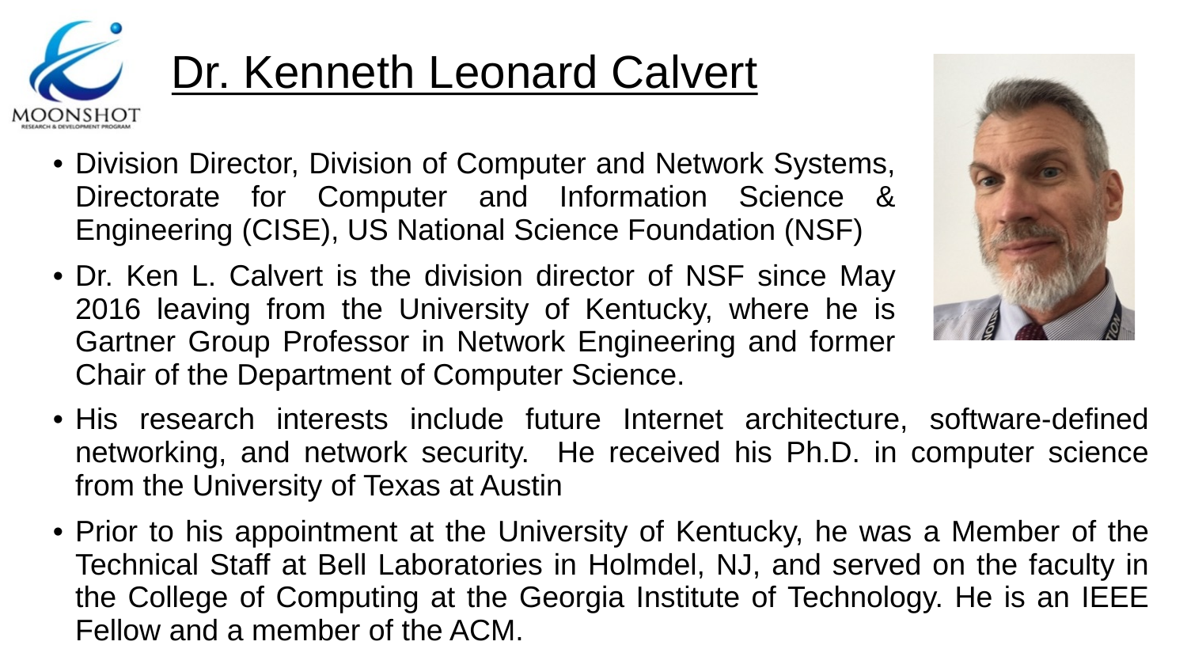# Dr. Kenneth Leonard Calvert

- Division Director, Division of Computer and Network Systems, Directorate for Computer and Information Science & Engineering (CISE), US National Science Foundation (NSF)
- Dr. Ken L. Calvert is the division director of NSF since May 2016 leaving from the University of Kentucky, where he is Gartner Group Professor in Network Engineering and former Chair of the Department of Computer Science.
- His research interests include future Internet architecture, software-defined networking, and network security. He received his Ph.D. in computer science from the University of Texas at Austin
- Prior to his appointment at the University of Kentucky, he was a Member of the Technical Staff at Bell Laboratories in Holmdel, NJ, and served on the faculty in the College of Computing at the Georgia Institute of Technology. He is an IEEE Fellow and a member of the ACM.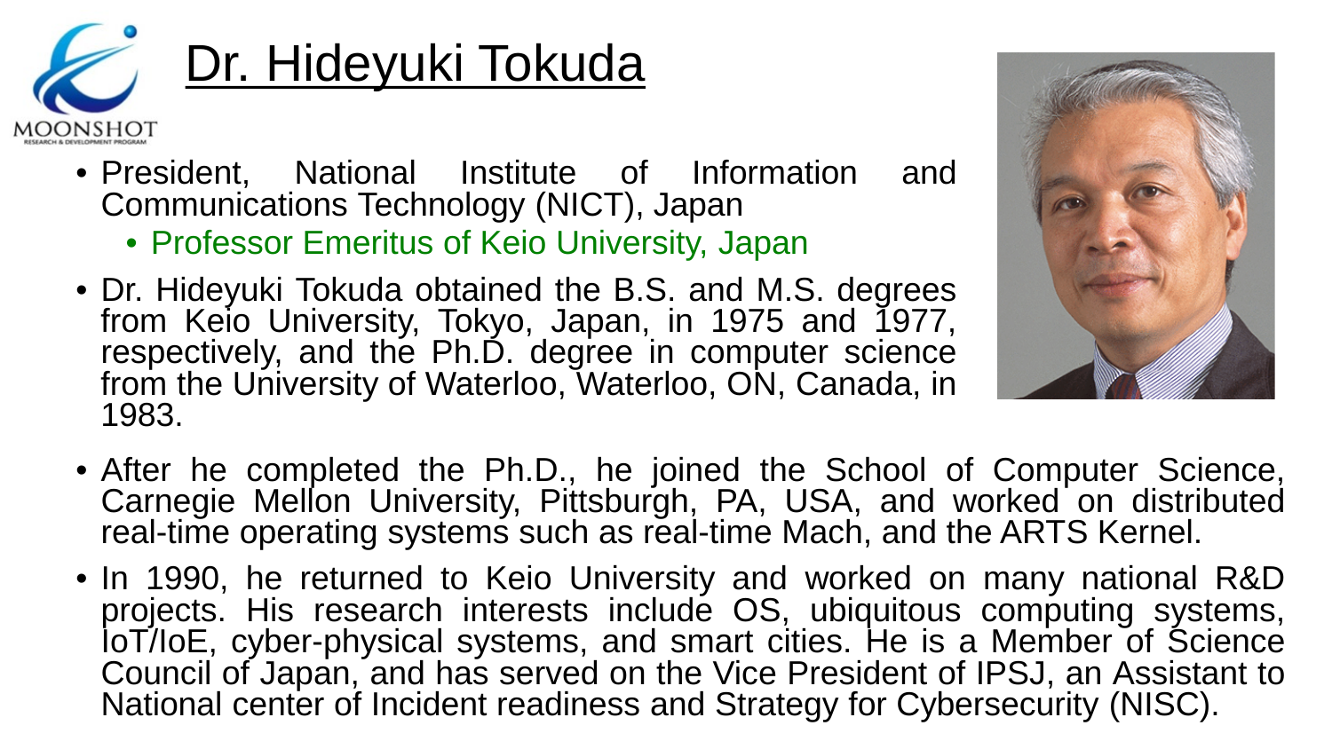# Dr. Hideyuki Tokuda

- President, National Institute of Information and Communications Technology (NICT), Japan
  - Professor Emeritus of Keio University, Japan
- Dr. Hideyuki Tokuda obtained the B.S. and M.S. degrees from Keio University, Tokyo, Japan, in 1975 and 1977, respectively, and the Ph.D. degree in computer science from the University of Waterloo, Waterloo, ON, Canada, in 1983.
- After he completed the Ph.D., he joined the School of Computer Science, Carnegie Mellon University, Pittsburgh, PA, USA, and worked on distributed real-time operating systems such as real-time Mach, and the ARTS Kernel.
- In 1990, he returned to Keio University and worked on many national R&D projects. His research interests include OS, ubiquitous computing systems, IoT/IoE, cyber-physical systems, and smart cities. He is a Member of Science Council of Japan, and has served on the Vice President of IPSJ, an Assistant to National center of Incident readiness and Strategy for Cybersecurity (NISC).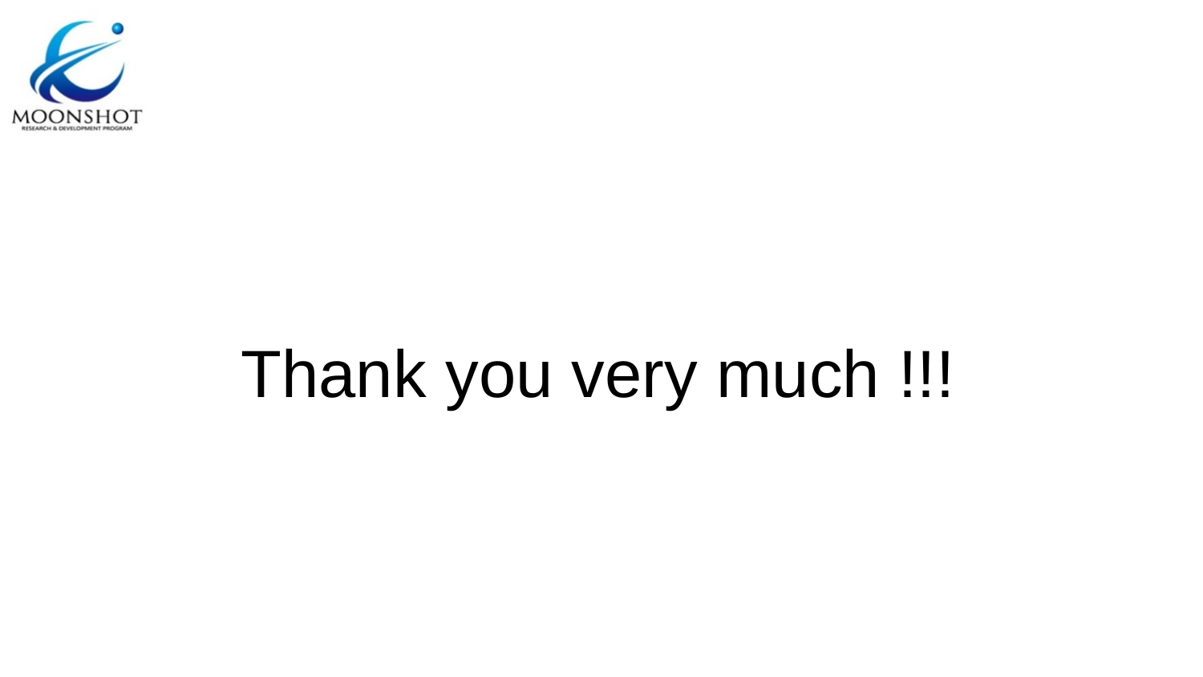Thank you very much !!!